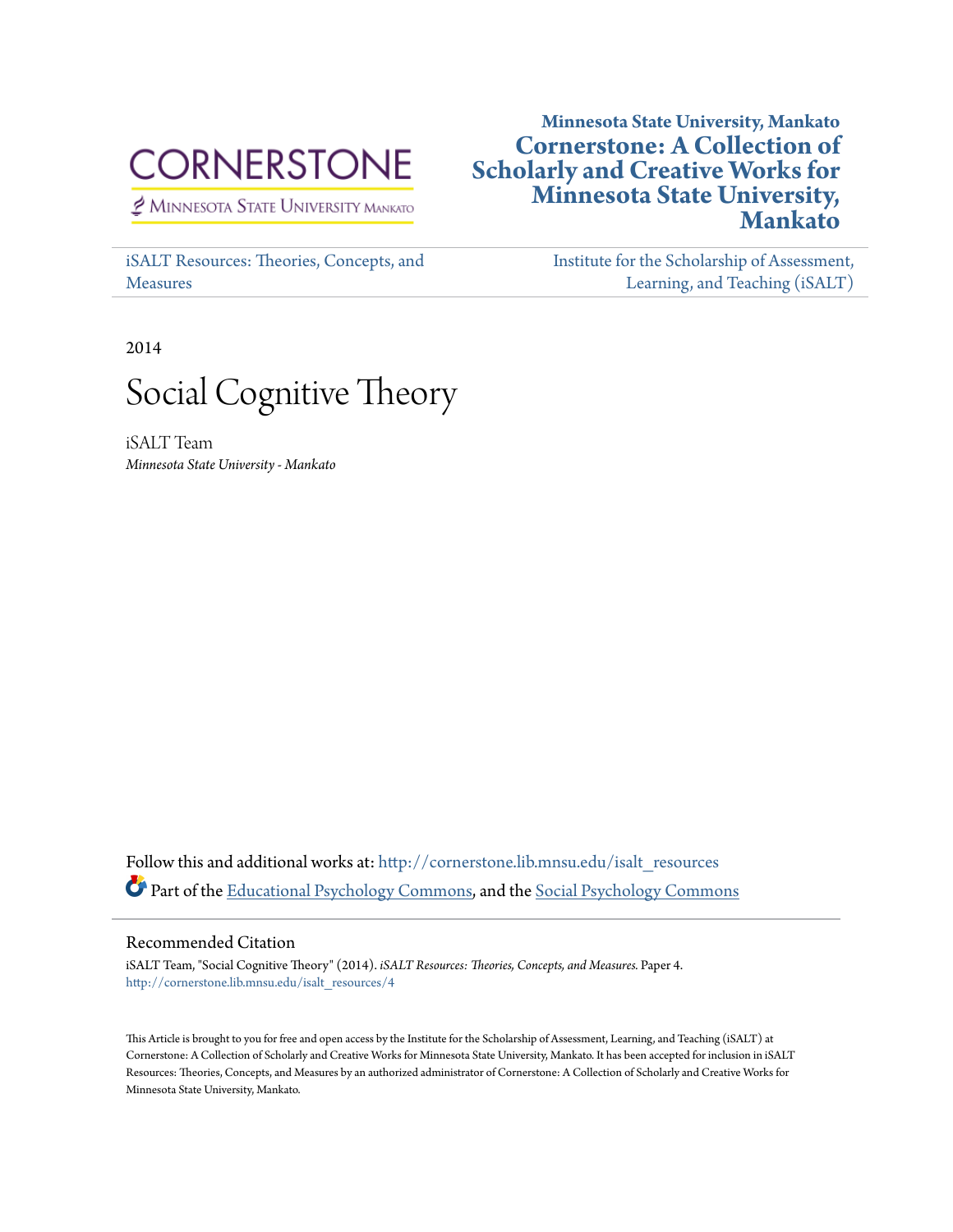CORNERSTONE

Minnesota State University Mankato

**Minnesota State University, Mankato**

**Cornerstone: A Collection of Scholarly and Creative Works for Minnesota State University, Mankato**

iSALT Resources: Theories, Concepts, and Measures

Institute for the Scholarship of Assessment, Learning, and Teaching (iSALT)

2014

# Social Cognitive Theory

iSALT Team

*Minnesota State University - Mankato*

Follow this and additional works at: http://cornerstone.lib.mnsu.edu/isalt_resources

Part of the Educational Psychology Commons, and the Social Psychology Commons

## Recommended Citation

iSALT Team, "Social Cognitive Theory" (2014). *iSALT Resources: Theories, Concepts, and Measures.* Paper 4.
http://cornerstone.lib.mnsu.edu/isalt_resources/4

This Article is brought to you for free and open access by the Institute for the Scholarship of Assessment, Learning, and Teaching (iSALT) at Cornerstone: A Collection of Scholarly and Creative Works for Minnesota State University, Mankato. It has been accepted for inclusion in iSALT Resources: Theories, Concepts, and Measures by an authorized administrator of Cornerstone: A Collection of Scholarly and Creative Works for Minnesota State University, Mankato.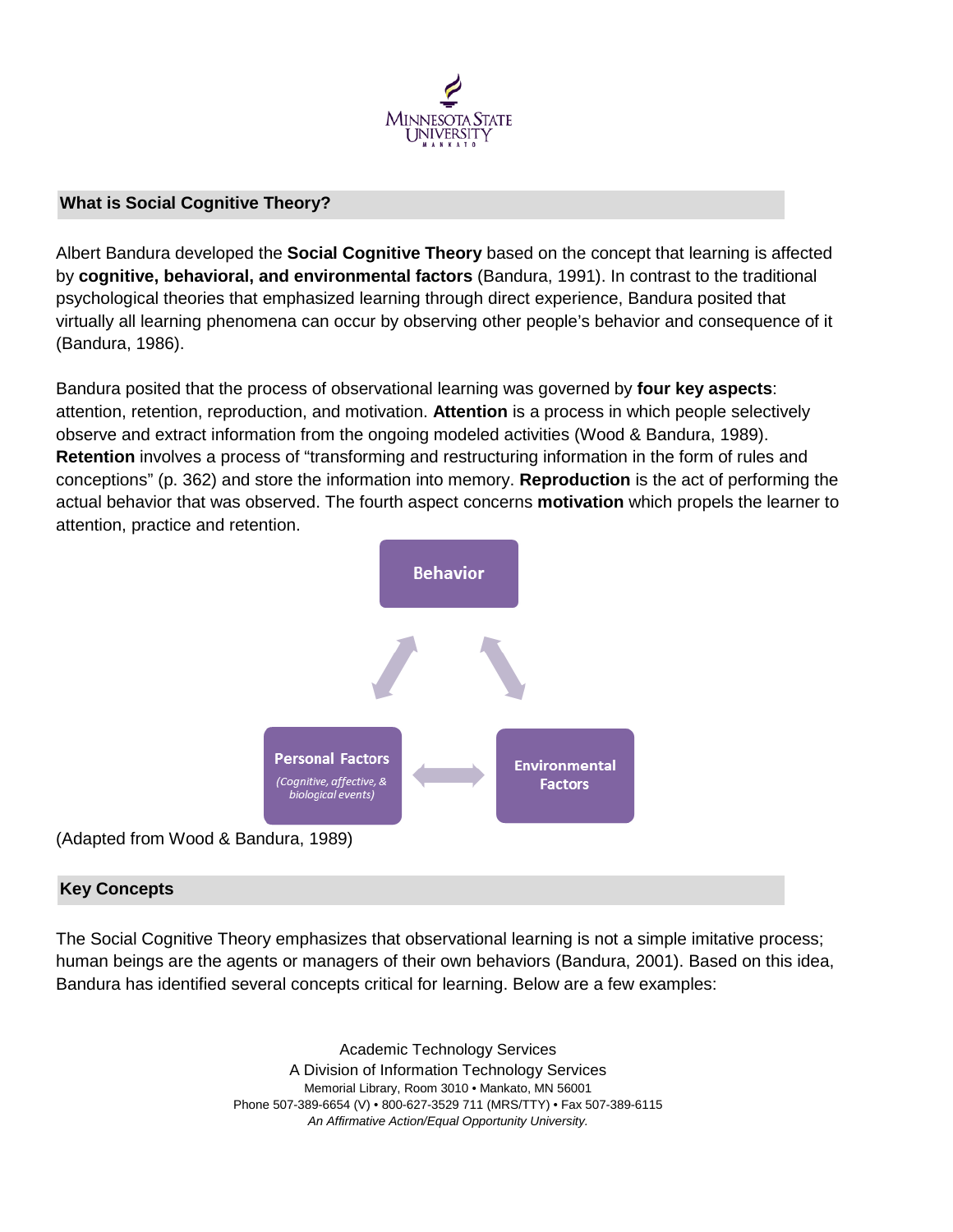## What is Social Cognitive Theory?

Albert Bandura developed the **Social Cognitive Theory** based on the concept that learning is affected by **cognitive, behavioral, and environmental factors** (Bandura, 1991). In contrast to the traditional psychological theories that emphasized learning through direct experience, Bandura posited that virtually all learning phenomena can occur by observing other people's behavior and consequence of it (Bandura, 1986).

Bandura posited that the process of observational learning was governed by **four key aspects**: attention, retention, reproduction, and motivation. **Attention** is a process in which people selectively observe and extract information from the ongoing modeled activities (Wood & Bandura, 1989). **Retention** involves a process of "transforming and restructuring information in the form of rules and conceptions" (p. 362) and store the information into memory. **Reproduction** is the act of performing the actual behavior that was observed. The fourth aspect concerns **motivation** which propels the learner to attention, practice and retention.

Behavior

Personal Factors (Cognitive, affective, & biological events)

Environmental Factors

(Adapted from Wood & Bandura, 1989)

## Key Concepts

The Social Cognitive Theory emphasizes that observational learning is not a simple imitative process; human beings are the agents or managers of their own behaviors (Bandura, 2001). Based on this idea, Bandura has identified several concepts critical for learning. Below are a few examples: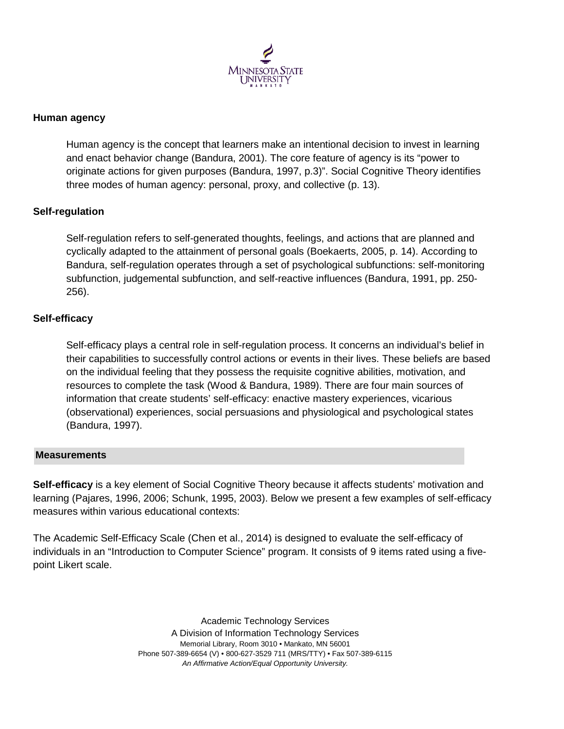### Human agency

Human agency is the concept that learners make an intentional decision to invest in learning and enact behavior change (Bandura, 2001). The core feature of agency is its "power to originate actions for given purposes (Bandura, 1997, p.3)". Social Cognitive Theory identifies three modes of human agency: personal, proxy, and collective (p. 13).

### Self-regulation

Self-regulation refers to self-generated thoughts, feelings, and actions that are planned and cyclically adapted to the attainment of personal goals (Boekaerts, 2005, p. 14). According to Bandura, self-regulation operates through a set of psychological subfunctions: self-monitoring subfunction, judgemental subfunction, and self-reactive influences (Bandura, 1991, pp. 250-256).

### Self-efficacy

Self-efficacy plays a central role in self-regulation process. It concerns an individual's belief in their capabilities to successfully control actions or events in their lives. These beliefs are based on the individual feeling that they possess the requisite cognitive abilities, motivation, and resources to complete the task (Wood & Bandura, 1989). There are four main sources of information that create students' self-efficacy: enactive mastery experiences, vicarious (observational) experiences, social persuasions and physiological and psychological states (Bandura, 1997).

## Measurements

**Self-efficacy** is a key element of Social Cognitive Theory because it affects students' motivation and learning (Pajares, 1996, 2006; Schunk, 1995, 2003). Below we present a few examples of self-efficacy measures within various educational contexts:

The Academic Self-Efficacy Scale (Chen et al., 2014) is designed to evaluate the self-efficacy of individuals in an "Introduction to Computer Science" program. It consists of 9 items rated using a five-point Likert scale.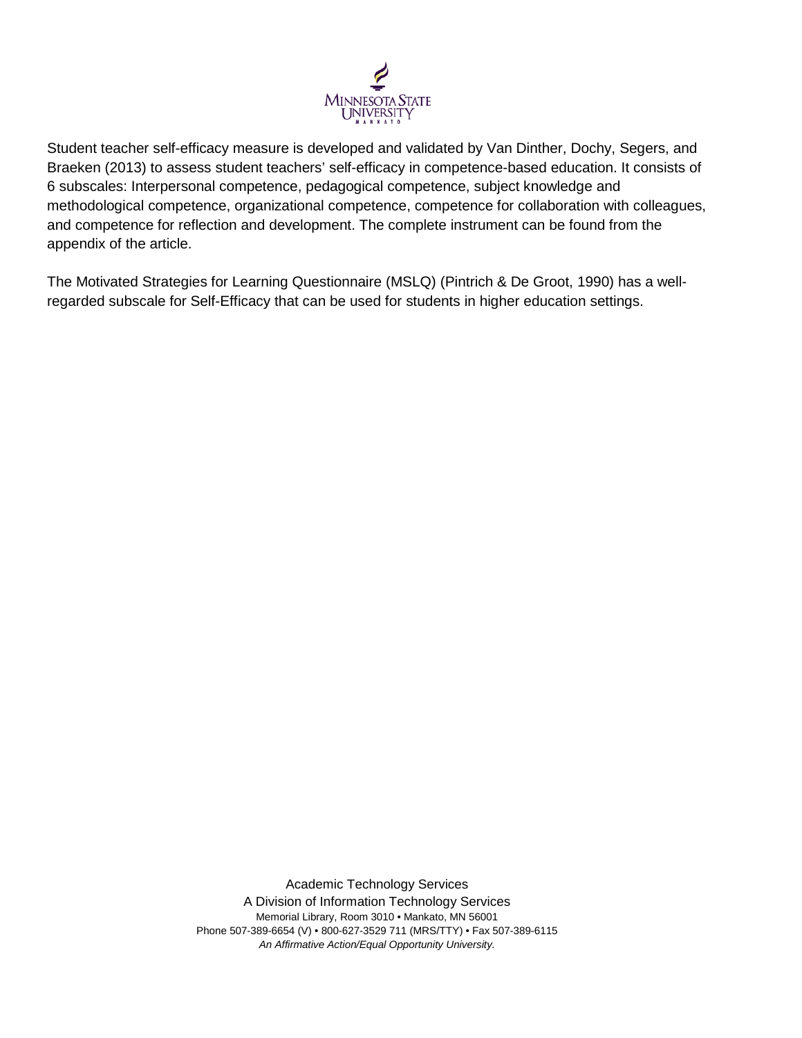Student teacher self-efficacy measure is developed and validated by Van Dinther, Dochy, Segers, and Braeken (2013) to assess student teachers' self-efficacy in competence-based education. It consists of 6 subscales: Interpersonal competence, pedagogical competence, subject knowledge and methodological competence, organizational competence, competence for collaboration with colleagues, and competence for reflection and development. The complete instrument can be found from the appendix of the article.

The Motivated Strategies for Learning Questionnaire (MSLQ) (Pintrich & De Groot, 1990) has a well-regarded subscale for Self-Efficacy that can be used for students in higher education settings.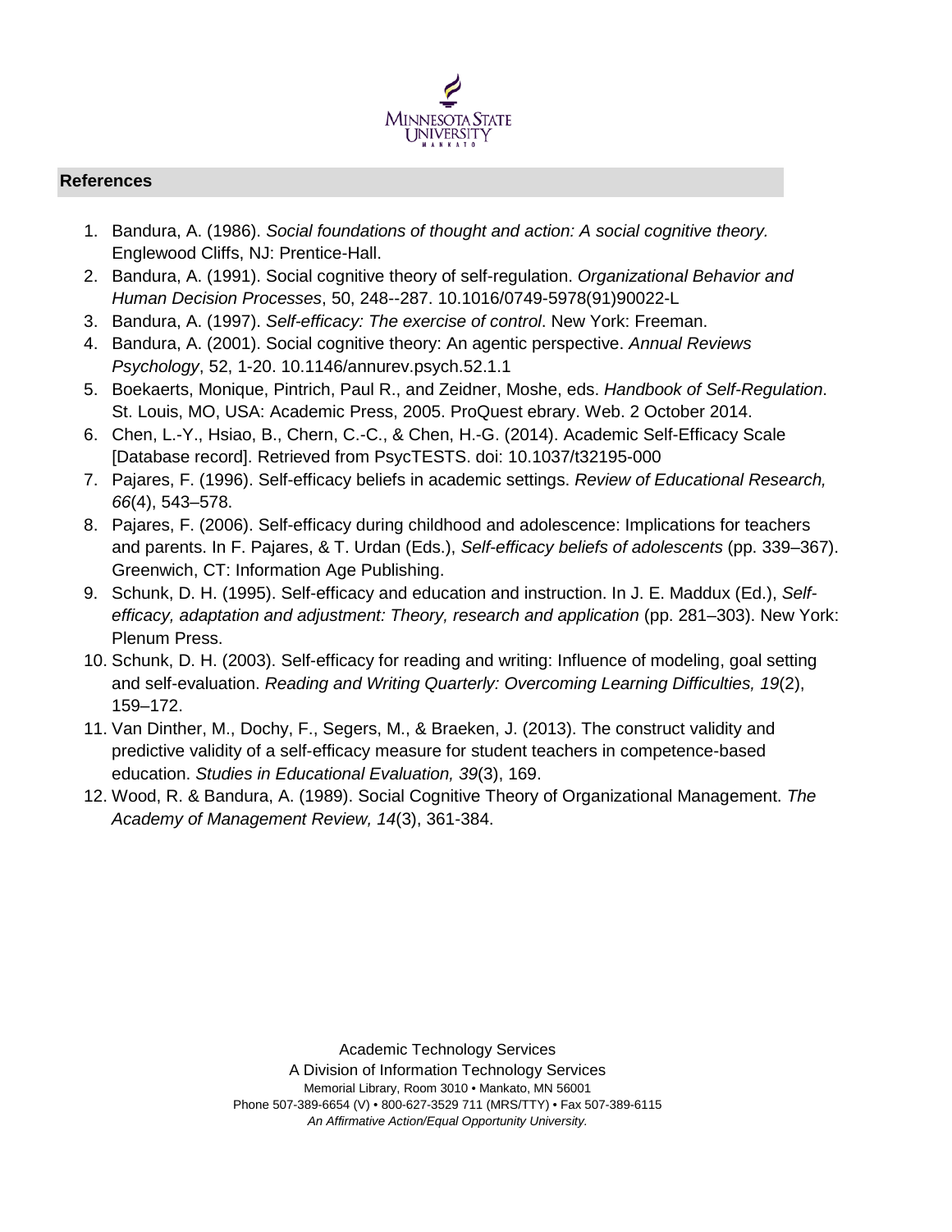## References

1. Bandura, A. (1986). *Social foundations of thought and action: A social cognitive theory.* Englewood Cliffs, NJ: Prentice-Hall.
2. Bandura, A. (1991). Social cognitive theory of self-regulation. *Organizational Behavior and Human Decision Processes*, 50, 248--287. 10.1016/0749-5978(91)90022-L
3. Bandura, A. (1997). *Self-efficacy: The exercise of control*. New York: Freeman.
4. Bandura, A. (2001). Social cognitive theory: An agentic perspective. *Annual Reviews Psychology*, 52, 1-20. 10.1146/annurev.psych.52.1.1
5. Boekaerts, Monique, Pintrich, Paul R., and Zeidner, Moshe, eds. *Handbook of Self-Regulation*. St. Louis, MO, USA: Academic Press, 2005. ProQuest ebrary. Web. 2 October 2014.
6. Chen, L.-Y., Hsiao, B., Chern, C.-C., & Chen, H.-G. (2014). Academic Self-Efficacy Scale [Database record]. Retrieved from PsycTESTS. doi: 10.1037/t32195-000
7. Pajares, F. (1996). Self-efficacy beliefs in academic settings. *Review of Educational Research, 66*(4), 543–578.
8. Pajares, F. (2006). Self-efficacy during childhood and adolescence: Implications for teachers and parents. In F. Pajares, & T. Urdan (Eds.), *Self-efficacy beliefs of adolescents* (pp. 339–367). Greenwich, CT: Information Age Publishing.
9. Schunk, D. H. (1995). Self-efficacy and education and instruction. In J. E. Maddux (Ed.), *Self-efficacy, adaptation and adjustment: Theory, research and application* (pp. 281–303). New York: Plenum Press.
10. Schunk, D. H. (2003). Self-efficacy for reading and writing: Influence of modeling, goal setting and self-evaluation. *Reading and Writing Quarterly: Overcoming Learning Difficulties, 19*(2), 159–172.
11. Van Dinther, M., Dochy, F., Segers, M., & Braeken, J. (2013). The construct validity and predictive validity of a self-efficacy measure for student teachers in competence-based education. *Studies in Educational Evaluation, 39*(3), 169.
12. Wood, R. & Bandura, A. (1989). Social Cognitive Theory of Organizational Management. *The Academy of Management Review, 14*(3), 361-384.